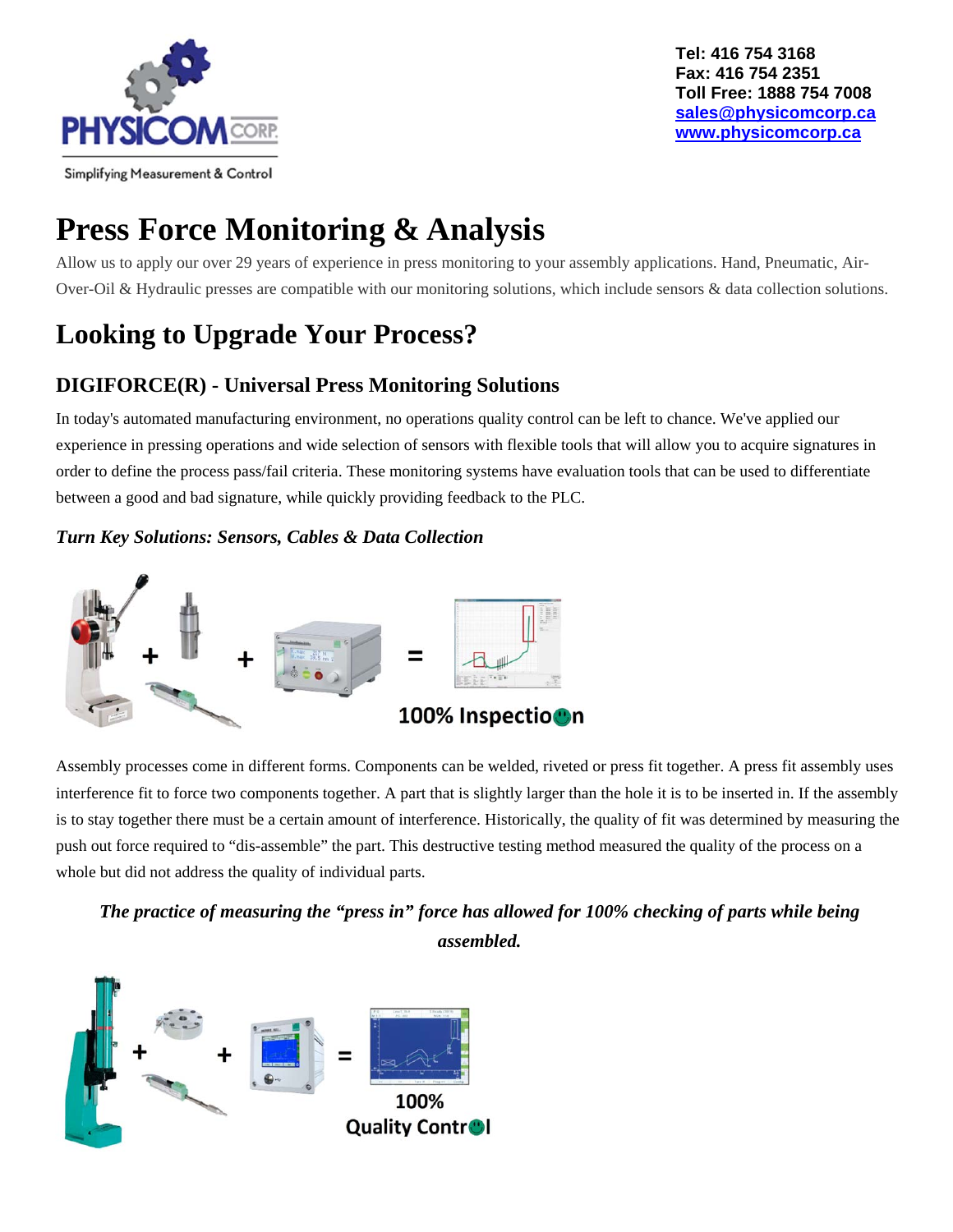Tel: 416 754 3168
Fax: 416 754 2351
Toll Free: 1888 754 7008
[sales@physicomcorp.ca](mailto:sales@physicomcorp.ca)
[www.physicomcorp.ca](http://www.physicomcorp.ca)

Simplifying Measurement & Control

# Press Force Monitoring & Analysis

Allow us to apply our over 29 years of experience in press monitoring to your assembly applications. Hand, Pneumatic, Air-Over-Oil & Hydraulic presses are compatible with our monitoring solutions, which include sensors & data collection solutions.

# Looking to Upgrade Your Process?

## DIGIFORCE(R) - Universal Press Monitoring Solutions

In today's automated manufacturing environment, no operations quality control can be left to chance. We've applied our experience in pressing operations and wide selection of sensors with flexible tools that will allow you to acquire signatures in order to define the process pass/fail criteria. These monitoring systems have evaluation tools that can be used to differentiate between a good and bad signature, while quickly providing feedback to the PLC.

***Turn Key Solutions: Sensors, Cables & Data Collection***

100% Inspection

Assembly processes come in different forms. Components can be welded, riveted or press fit together. A press fit assembly uses interference fit to force two components together. A part that is slightly larger than the hole it is to be inserted in. If the assembly is to stay together there must be a certain amount of interference. Historically, the quality of fit was determined by measuring the push out force required to "dis-assemble" the part. This destructive testing method measured the quality of the process on a whole but did not address the quality of individual parts.

***The practice of measuring the "press in" force has allowed for 100% checking of parts while being assembled.***

100% Quality Control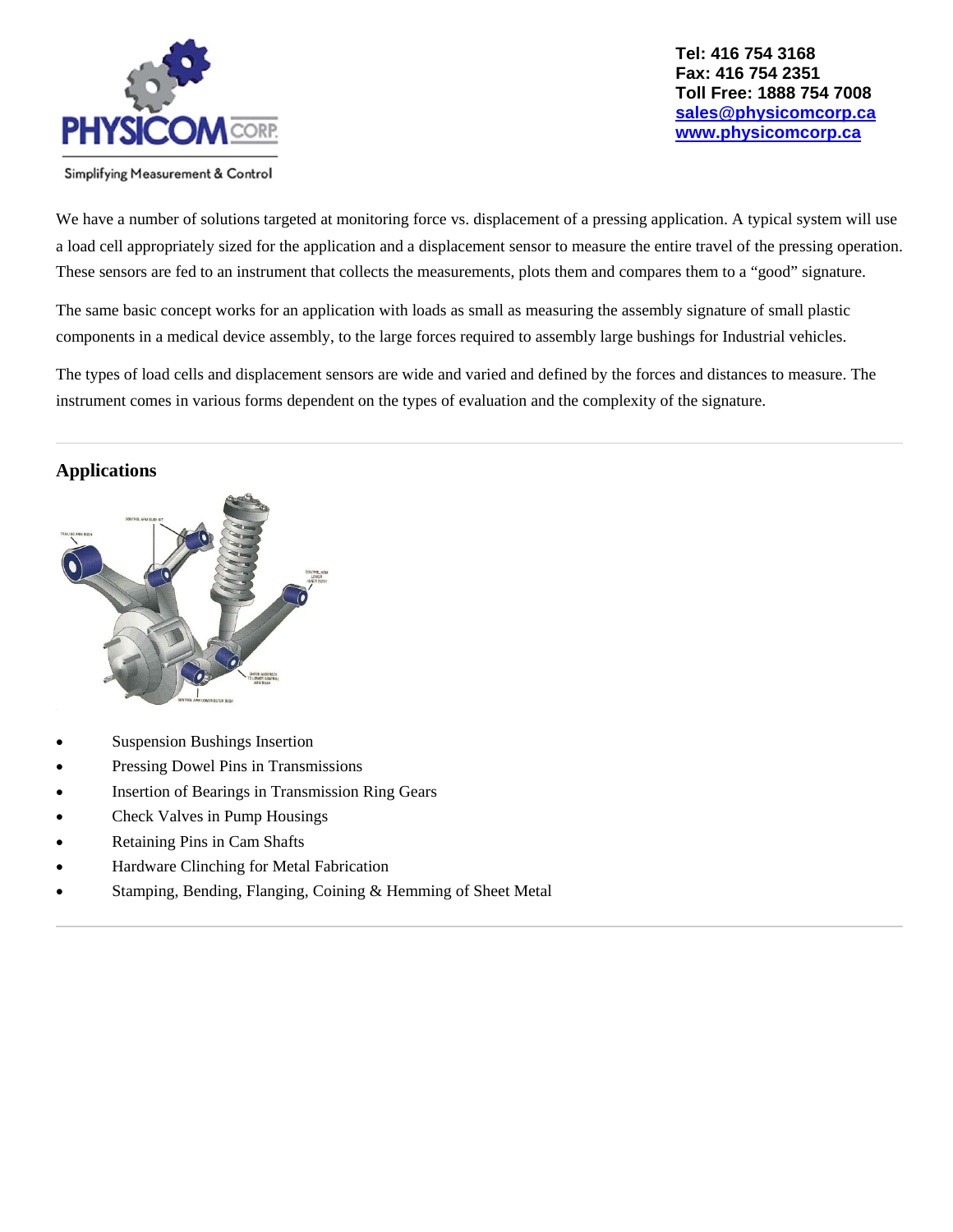Tel: 416 754 3168
Fax: 416 754 2351
Toll Free: 1888 754 7008
sales@physicomcorp.ca
www.physicomcorp.ca

We have a number of solutions targeted at monitoring force vs. displacement of a pressing application. A typical system will use a load cell appropriately sized for the application and a displacement sensor to measure the entire travel of the pressing operation. These sensors are fed to an instrument that collects the measurements, plots them and compares them to a "good" signature.

The same basic concept works for an application with loads as small as measuring the assembly signature of small plastic components in a medical device assembly, to the large forces required to assembly large bushings for Industrial vehicles.

The types of load cells and displacement sensors are wide and varied and defined by the forces and distances to measure. The instrument comes in various forms dependent on the types of evaluation and the complexity of the signature.

---

## Applications

- Suspension Bushings Insertion
- Pressing Dowel Pins in Transmissions
- Insertion of Bearings in Transmission Ring Gears
- Check Valves in Pump Housings
- Retaining Pins in Cam Shafts
- Hardware Clinching for Metal Fabrication
- Stamping, Bending, Flanging, Coining & Hemming of Sheet Metal

---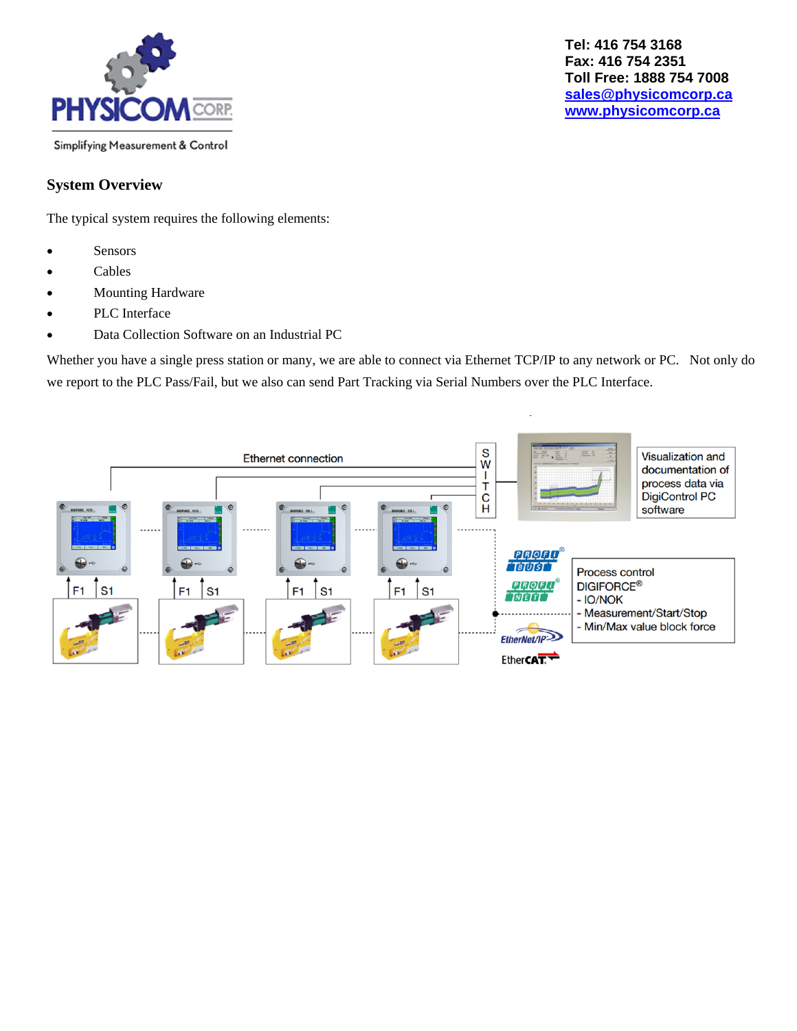Tel: 416 754 3168
Fax: 416 754 2351
Toll Free: 1888 754 7008
sales@physicomcorp.ca
www.physicomcorp.ca

## System Overview

The typical system requires the following elements:

- Sensors
- Cables
- Mounting Hardware
- PLC Interface
- Data Collection Software on an Industrial PC

Whether you have a single press station or many, we are able to connect via Ethernet TCP/IP to any network or PC. Not only do we report to the PLC Pass/Fail, but we also can send Part Tracking via Serial Numbers over the PLC Interface.

Ethernet connection

SWITCH

Visualization and documentation of process data via DigiControl PC software

F1 S1 F1 S1 F1 S1 F1 S1

PROFIBUS
PROFINET
EtherNet/IP
EtherCAT

Process control DIGIFORCE®
- IO/NOK
- Measurement/Start/Stop
- Min/Max value block force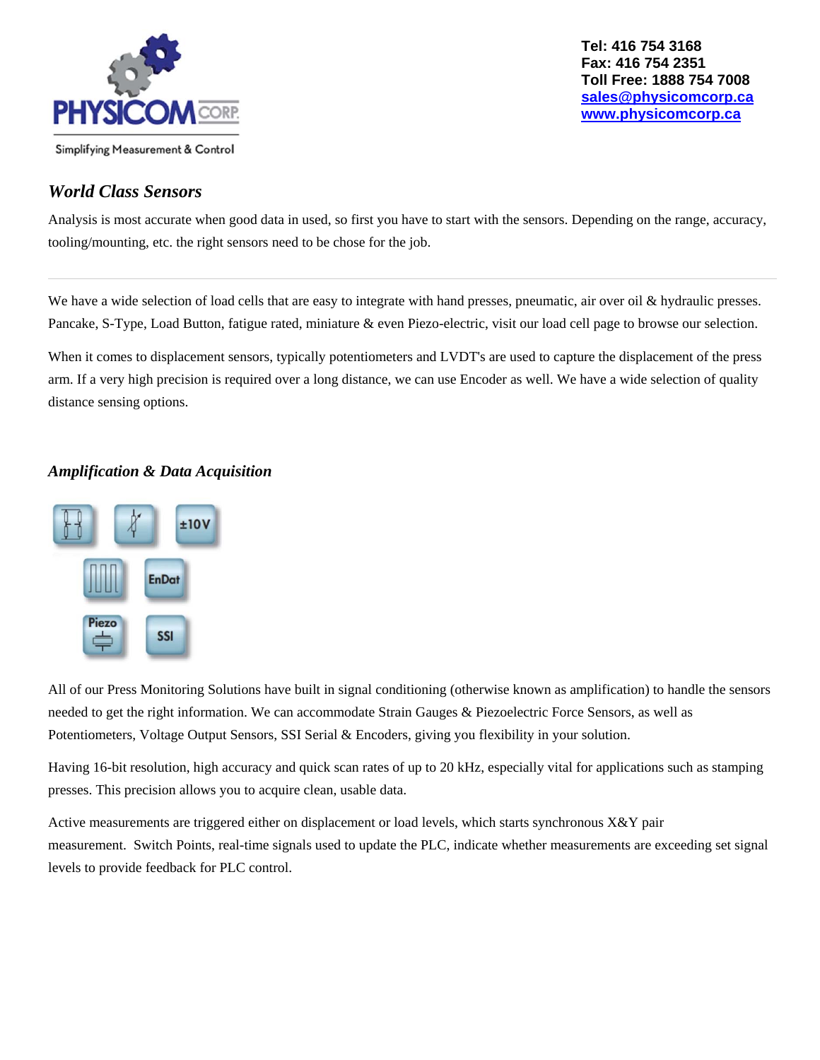Tel: 416 754 3168
Fax: 416 754 2351
Toll Free: 1888 754 7008
sales@physicomcorp.ca
www.physicomcorp.ca

### *World Class Sensors*

Analysis is most accurate when good data in used, so first you have to start with the sensors. Depending on the range, accuracy, tooling/mounting, etc. the right sensors need to be chose for the job.

---

We have a wide selection of load cells that are easy to integrate with hand presses, pneumatic, air over oil & hydraulic presses. Pancake, S-Type, Load Button, fatigue rated, miniature & even Piezo-electric, visit our load cell page to browse our selection.

When it comes to displacement sensors, typically potentiometers and LVDT's are used to capture the displacement of the press arm. If a very high precision is required over a long distance, we can use Encoder as well. We have a wide selection of quality distance sensing options.

### *Amplification & Data Acquisition*

All of our Press Monitoring Solutions have built in signal conditioning (otherwise known as amplification) to handle the sensors needed to get the right information. We can accommodate Strain Gauges & Piezoelectric Force Sensors, as well as Potentiometers, Voltage Output Sensors, SSI Serial & Encoders, giving you flexibility in your solution.

Having 16-bit resolution, high accuracy and quick scan rates of up to 20 kHz, especially vital for applications such as stamping presses. This precision allows you to acquire clean, usable data.

Active measurements are triggered either on displacement or load levels, which starts synchronous X&Y pair measurement. Switch Points, real-time signals used to update the PLC, indicate whether measurements are exceeding set signal levels to provide feedback for PLC control.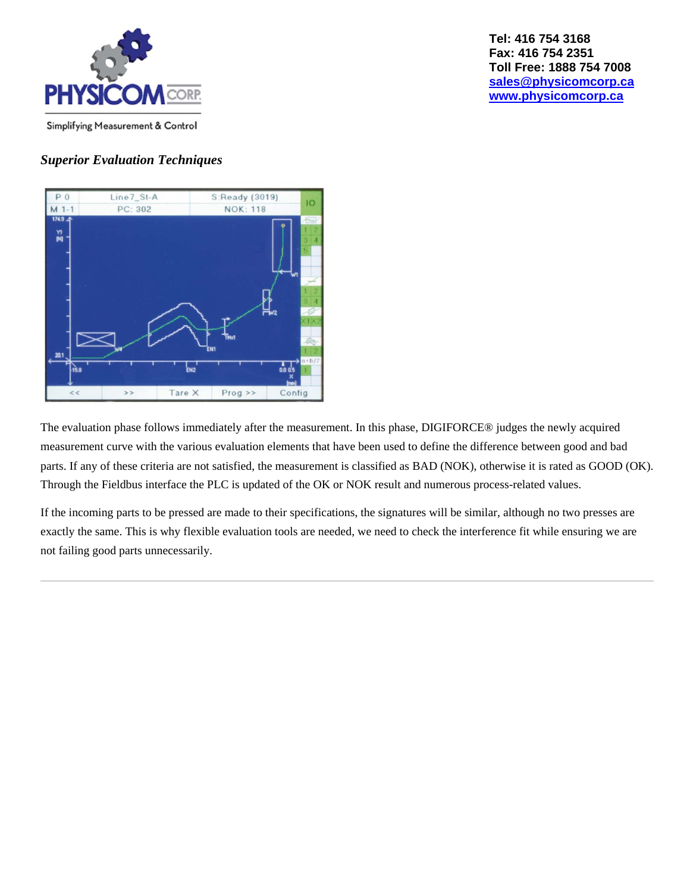Tel: 416 754 3168
Fax: 416 754 2351
Toll Free: 1888 754 7008
sales@physicomcorp.ca
www.physicomcorp.ca

Simplifying Measurement & Control

### *Superior Evaluation Techniques*

The evaluation phase follows immediately after the measurement. In this phase, DIGIFORCE® judges the newly acquired measurement curve with the various evaluation elements that have been used to define the difference between good and bad parts. If any of these criteria are not satisfied, the measurement is classified as BAD (NOK), otherwise it is rated as GOOD (OK). Through the Fieldbus interface the PLC is updated of the OK or NOK result and numerous process-related values.

If the incoming parts to be pressed are made to their specifications, the signatures will be similar, although no two presses are exactly the same. This is why flexible evaluation tools are needed, we need to check the interference fit while ensuring we are not failing good parts unnecessarily.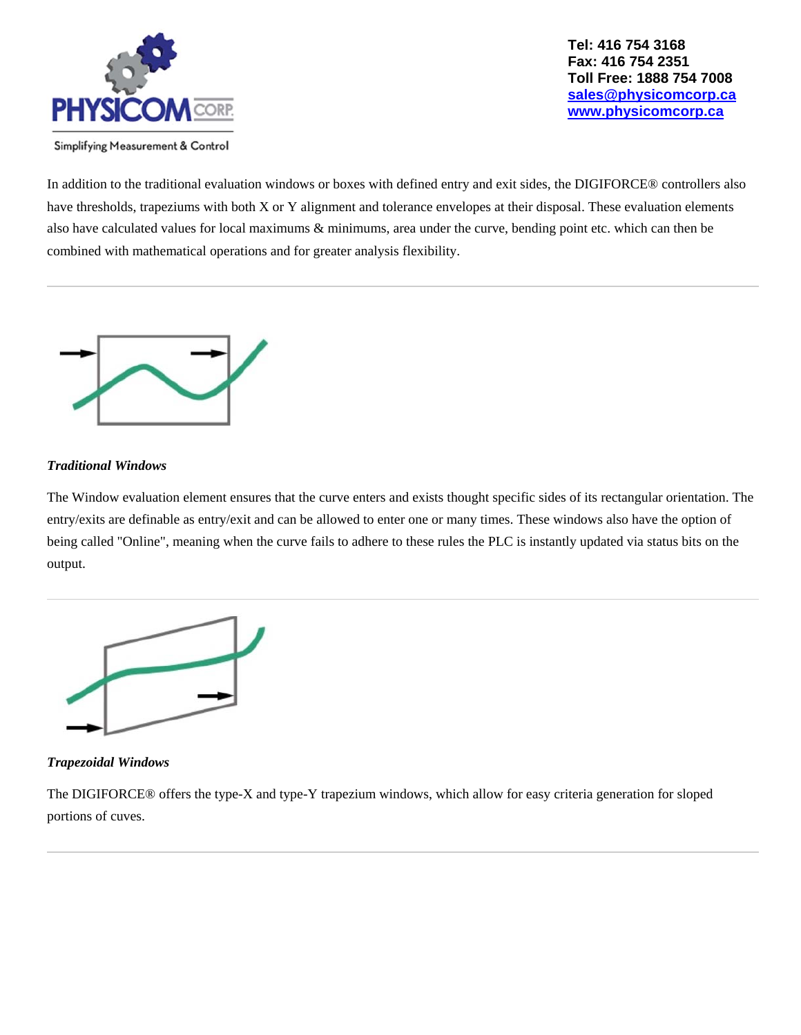In addition to the traditional evaluation windows or boxes with defined entry and exit sides, the DIGIFORCE® controllers also have thresholds, trapeziums with both X or Y alignment and tolerance envelopes at their disposal. These evaluation elements also have calculated values for local maximums & minimums, area under the curve, bending point etc. which can then be combined with mathematical operations and for greater analysis flexibility.

---

***Traditional Windows***

The Window evaluation element ensures that the curve enters and exists thought specific sides of its rectangular orientation. The entry/exits are definable as entry/exit and can be allowed to enter one or many times. These windows also have the option of being called "Online", meaning when the curve fails to adhere to these rules the PLC is instantly updated via status bits on the output.

---

***Trapezoidal Windows***

The DIGIFORCE® offers the type-X and type-Y trapezium windows, which allow for easy criteria generation for sloped portions of cuves.

---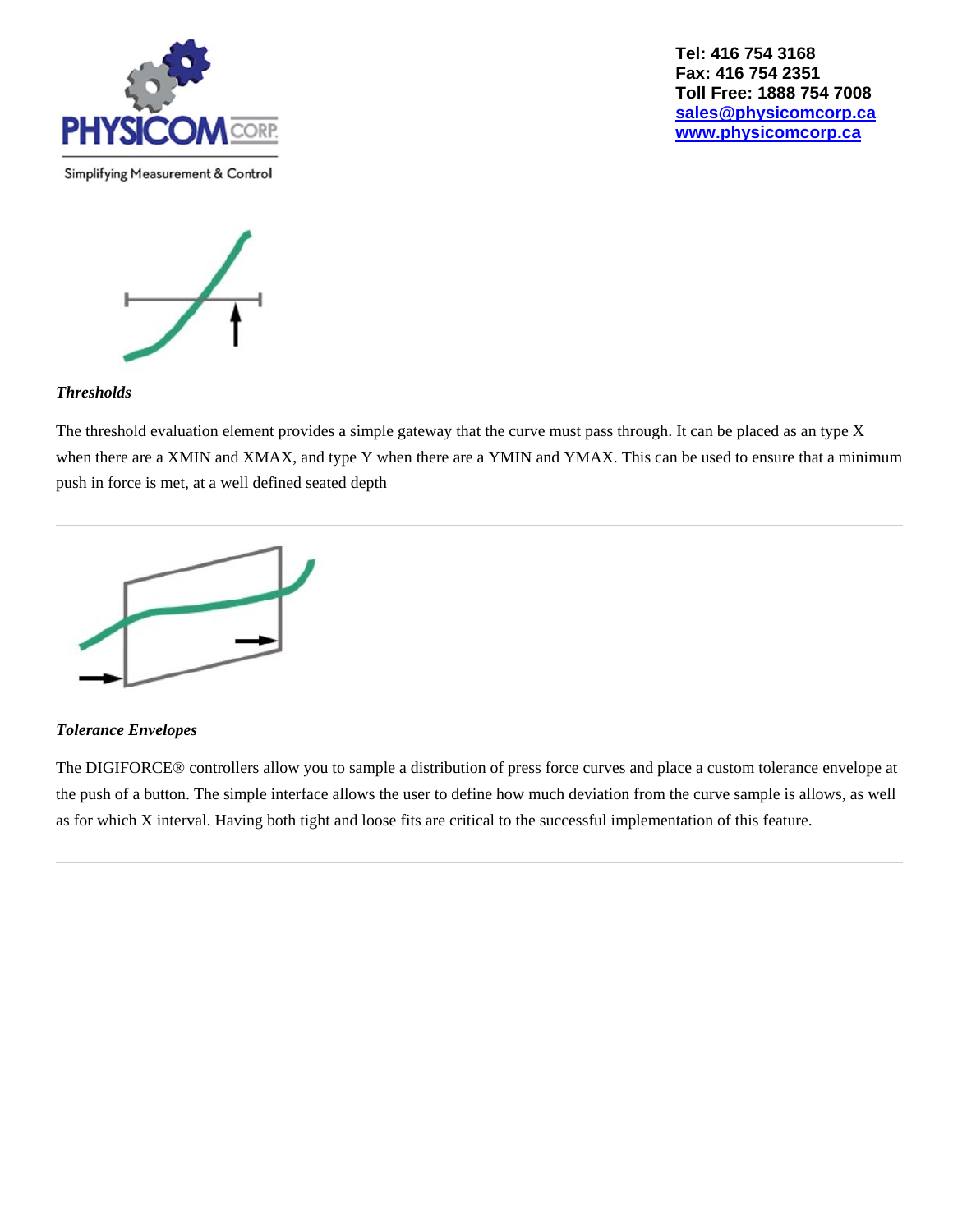### *Thresholds*

The threshold evaluation element provides a simple gateway that the curve must pass through. It can be placed as an type X when there are a XMIN and XMAX, and type Y when there are a YMIN and YMAX. This can be used to ensure that a minimum push in force is met, at a well defined seated depth

---

### *Tolerance Envelopes*

The DIGIFORCE® controllers allow you to sample a distribution of press force curves and place a custom tolerance envelope at the push of a button. The simple interface allows the user to define how much deviation from the curve sample is allows, as well as for which X interval. Having both tight and loose fits are critical to the successful implementation of this feature.

---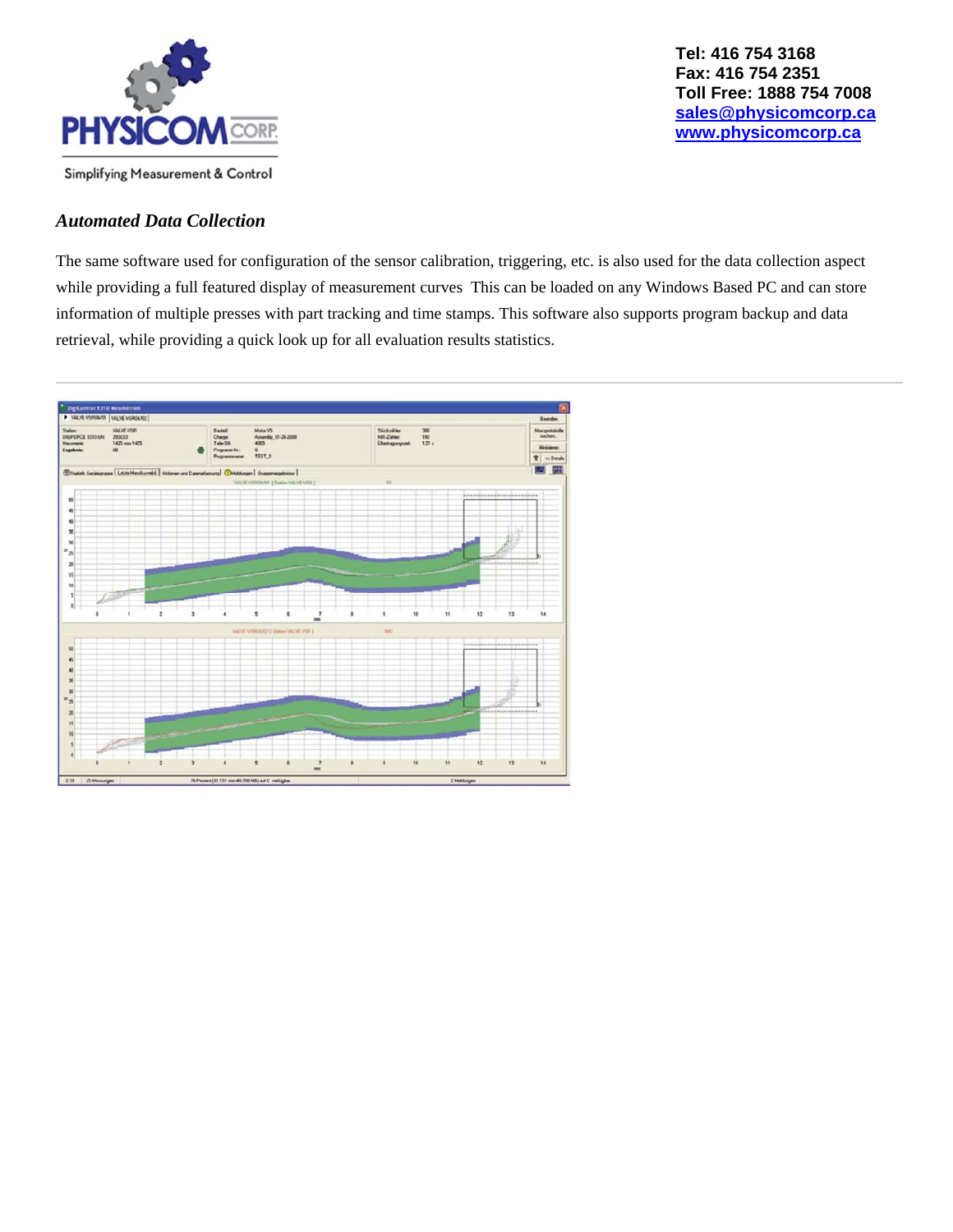Tel: 416 754 3168
Fax: 416 754 2351
Toll Free: 1888 754 7008
sales@physicomcorp.ca
www.physicomcorp.ca

PHYSICOM CORP

Simplifying Measurement & Control

### *Automated Data Collection*

The same software used for configuration of the sensor calibration, triggering, etc. is also used for the data collection aspect while providing a full featured display of measurement curves  This can be loaded on any Windows Based PC and can store information of multiple presses with part tracking and time stamps. This software also supports program backup and data retrieval, while providing a quick look up for all evaluation results statistics.

---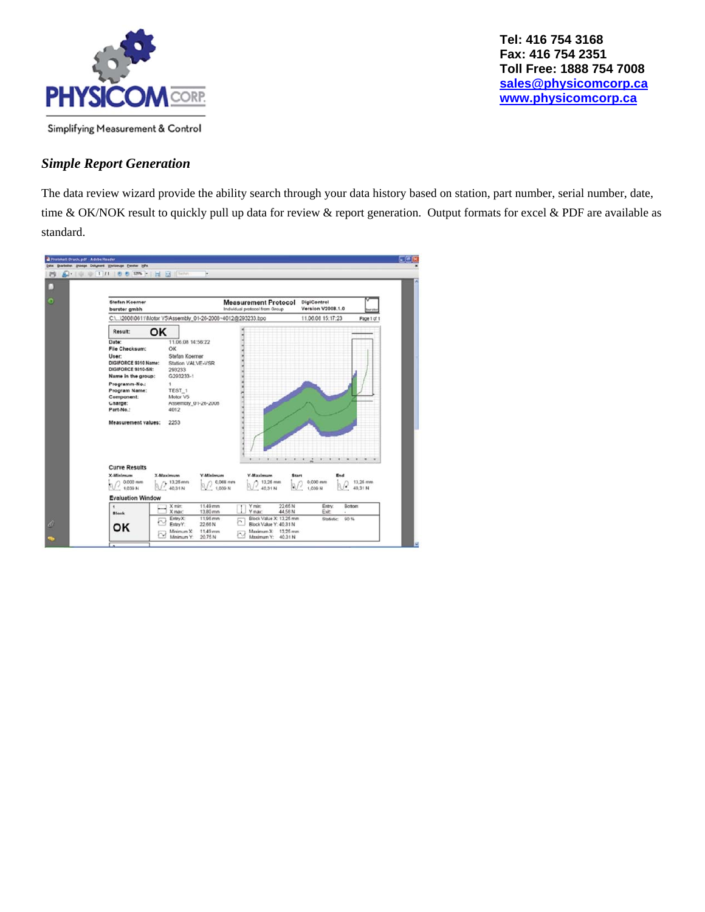Tel: 416 754 3168
Fax: 416 754 2351
Toll Free: 1888 754 7008
sales@physicomcorp.ca
www.physicomcorp.ca

PHYSICOM CORP
Simplifying Measurement & Control

### *Simple Report Generation*

The data review wizard provide the ability search through your data history based on station, part number, serial number, date, time & OK/NOK result to quickly pull up data for review & report generation. Output formats for excel & PDF are available as standard.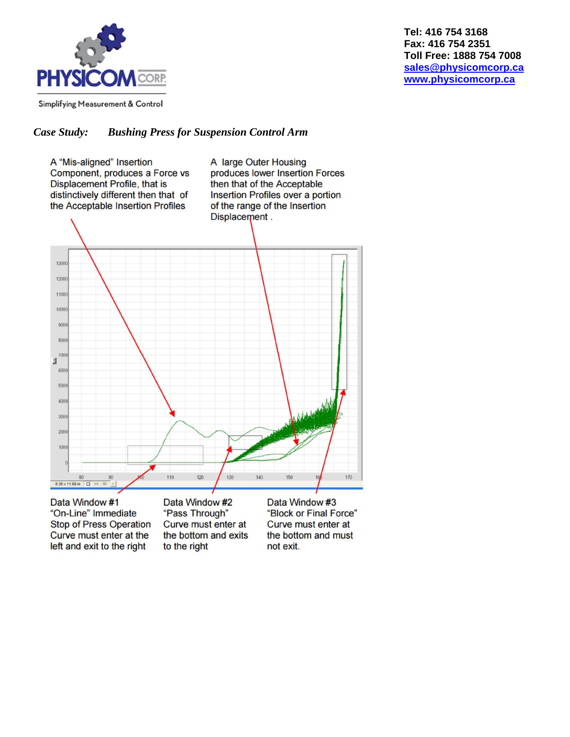**Tel: 416 754 3168**
**Fax: 416 754 2351**
**Toll Free: 1888 754 7008**
**sales@physicomcorp.ca**
**www.physicomcorp.ca**

PHYSICOM CORP.

Simplifying Measurement & Control

## *Case Study: Bushing Press for Suspension Control Arm*

A "Mis-aligned" Insertion Component, produces a Force vs Displacement Profile, that is distinctively different then that of the Acceptable Insertion Profiles

A large Outer Housing produces lower Insertion Forces then that of the Acceptable Insertion Profiles over a portion of the range of the Insertion Displacement .

Data Window #1
"On-Line" Immediate Stop of Press Operation
Curve must enter at the left and exit to the right

Data Window #2
"Pass Through"
Curve must enter at the bottom and exits to the right

Data Window #3
"Block or Final Force"
Curve must enter at the bottom and must not exit.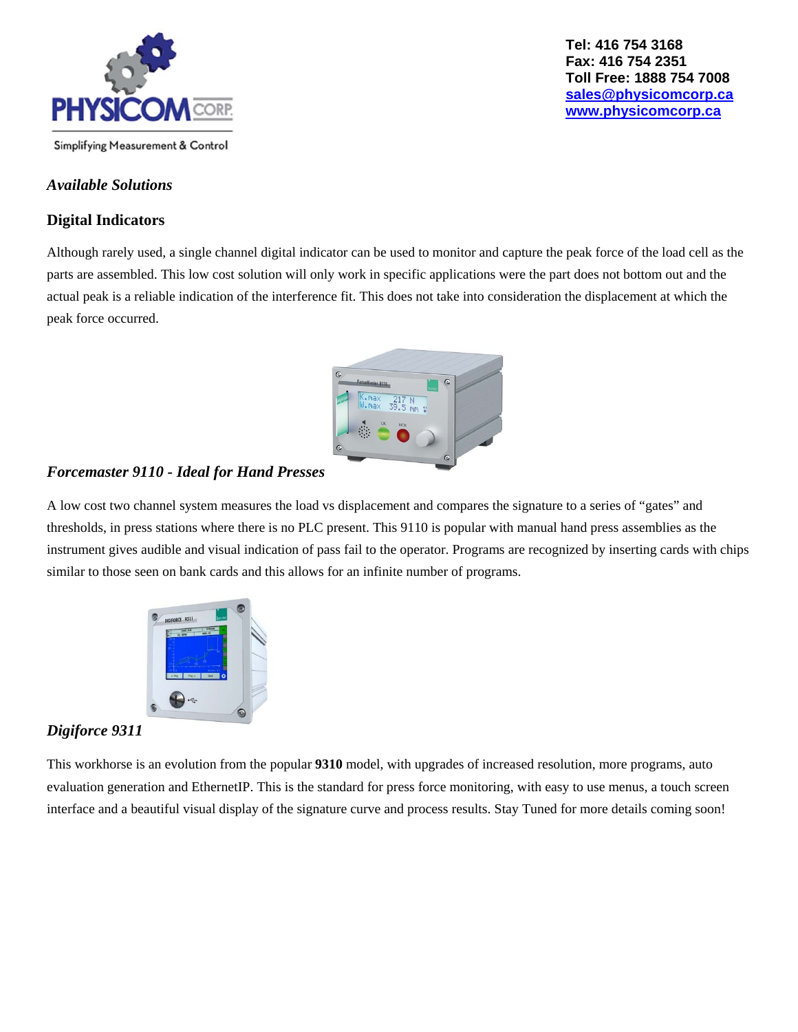Tel: 416 754 3168
Fax: 416 754 2351
Toll Free: 1888 754 7008
sales@physicomcorp.ca
www.physicomcorp.ca

*Available Solutions*

## Digital Indicators

Although rarely used, a single channel digital indicator can be used to monitor and capture the peak force of the load cell as the parts are assembled. This low cost solution will only work in specific applications were the part does not bottom out and the actual peak is a reliable indication of the interference fit. This does not take into consideration the displacement at which the peak force occurred.

### *Forcemaster 9110 - Ideal for Hand Presses*

A low cost two channel system measures the load vs displacement and compares the signature to a series of "gates" and thresholds, in press stations where there is no PLC present. This 9110 is popular with manual hand press assemblies as the instrument gives audible and visual indication of pass fail to the operator. Programs are recognized by inserting cards with chips similar to those seen on bank cards and this allows for an infinite number of programs.

### *Digiforce 9311*

This workhorse is an evolution from the popular **9310** model, with upgrades of increased resolution, more programs, auto evaluation generation and EthernetIP. This is the standard for press force monitoring, with easy to use menus, a touch screen interface and a beautiful visual display of the signature curve and process results. Stay Tuned for more details coming soon!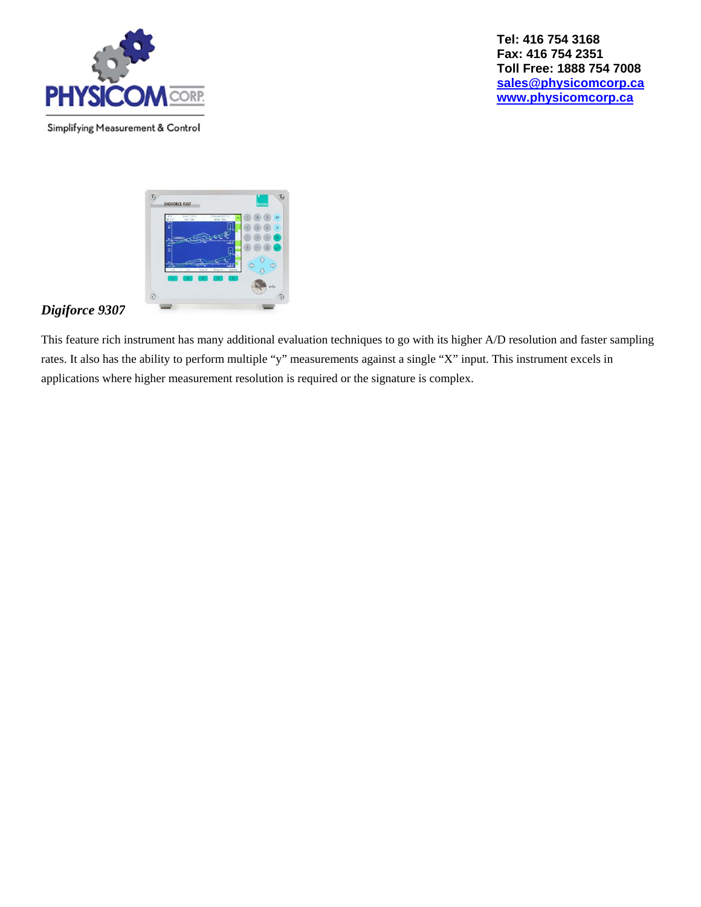Tel: 416 754 3168
Fax: 416 754 2351
Toll Free: 1888 754 7008
sales@physicomcorp.ca
www.physicomcorp.ca

***Digiforce 9307***

This feature rich instrument has many additional evaluation techniques to go with its higher A/D resolution and faster sampling rates. It also has the ability to perform multiple "y" measurements against a single "X" input. This instrument excels in applications where higher measurement resolution is required or the signature is complex.